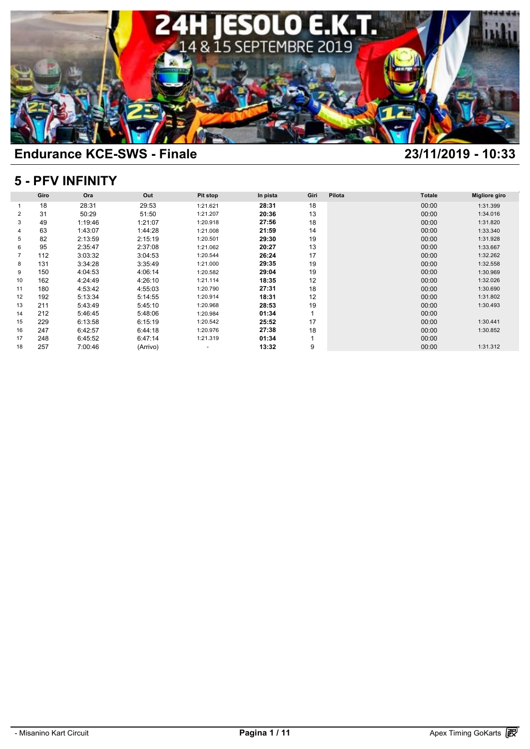# Endurance KCE-SWS - Finale

23/11/2019 - 10:33

## 5 - PFV INFINITY

| | Giro | Ora | Out | Pit stop | In pista | Giri | Pilota | Totale | Migliore giro |
|---|---|---|---|---|---|---|---|---|---|
| 1 | 18 | 28:31 | 29:53 | 1:21.621 | **28:31** | 18 | | 00:00 | 1:31.399 |
| 2 | 31 | 50:29 | 51:50 | 1:21.207 | **20:36** | 13 | | 00:00 | 1:34.016 |
| 3 | 49 | 1:19:46 | 1:21:07 | 1:20.918 | **27:56** | 18 | | 00:00 | 1:31.820 |
| 4 | 63 | 1:43:07 | 1:44:28 | 1:21.008 | **21:59** | 14 | | 00:00 | 1:33.340 |
| 5 | 82 | 2:13:59 | 2:15:19 | 1:20.501 | **29:30** | 19 | | 00:00 | 1:31.928 |
| 6 | 95 | 2:35:47 | 2:37:08 | 1:21.062 | **20:27** | 13 | | 00:00 | 1:33.667 |
| 7 | 112 | 3:03:32 | 3:04:53 | 1:20.544 | **26:24** | 17 | | 00:00 | 1:32.262 |
| 8 | 131 | 3:34:28 | 3:35:49 | 1:21.000 | **29:35** | 19 | | 00:00 | 1:32.558 |
| 9 | 150 | 4:04:53 | 4:06:14 | 1:20.582 | **29:04** | 19 | | 00:00 | 1:30.969 |
| 10 | 162 | 4:24:49 | 4:26:10 | 1:21.114 | **18:35** | 12 | | 00:00 | 1:32.026 |
| 11 | 180 | 4:53:42 | 4:55:03 | 1:20.790 | **27:31** | 18 | | 00:00 | 1:30.690 |
| 12 | 192 | 5:13:34 | 5:14:55 | 1:20.914 | **18:31** | 12 | | 00:00 | 1:31.802 |
| 13 | 211 | 5:43:49 | 5:45:10 | 1:20.968 | **28:53** | 19 | | 00:00 | 1:30.493 |
| 14 | 212 | 5:46:45 | 5:48:06 | 1:20.984 | **01:34** | 1 | | 00:00 | |
| 15 | 229 | 6:13:58 | 6:15:19 | 1:20.542 | **25:52** | 17 | | 00:00 | 1:30.441 |
| 16 | 247 | 6:42:57 | 6:44:18 | 1:20.976 | **27:38** | 18 | | 00:00 | 1:30.852 |
| 17 | 248 | 6:45:52 | 6:47:14 | 1:21.319 | **01:34** | 1 | | 00:00 | |
| 18 | 257 | 7:00:46 | (Arrivo) | - | **13:32** | 9 | | 00:00 | 1:31.312 |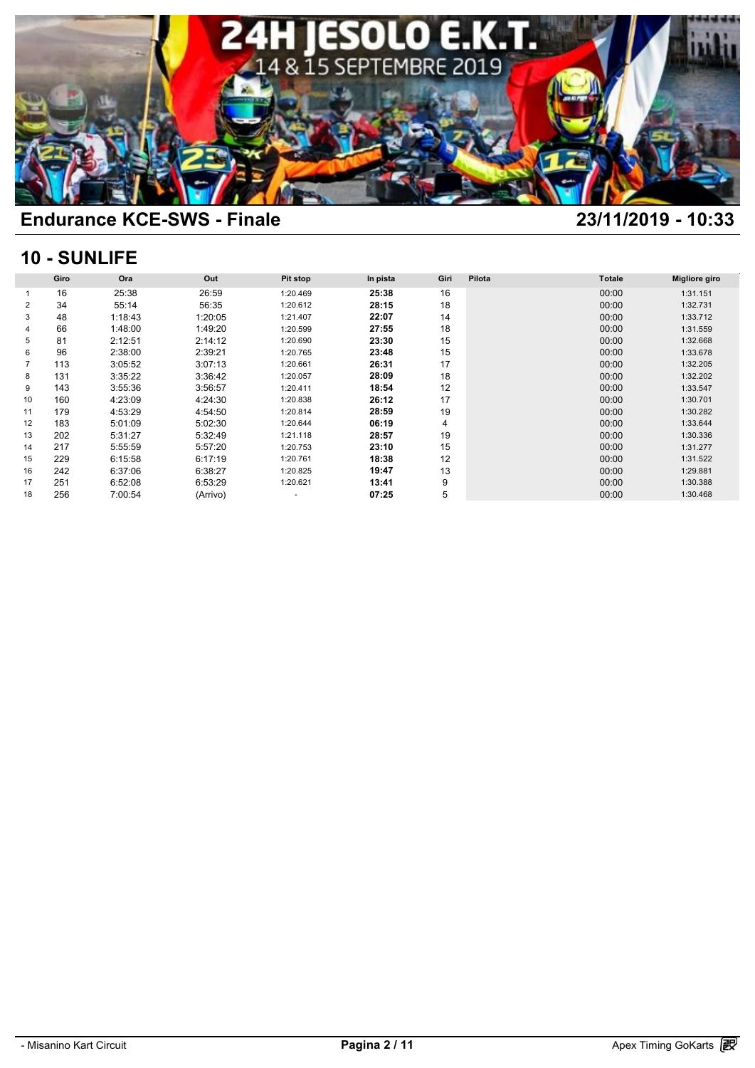# 24H JESOLO E.K.T.

14 & 15 SEPTEMBRE 2019

## Endurance KCE-SWS - Finale

23/11/2019 - 10:33

### 10 - SUNLIFE

| | Giro | Ora | Out | Pit stop | In pista | Giri | Pilota | Totale | Migliore giro |
|---|---|---|---|---|---|---|---|---|---|
| 1 | 16 | 25:38 | 26:59 | 1:20.469 | **25:38** | 16 | | 00:00 | 1:31.151 |
| 2 | 34 | 55:14 | 56:35 | 1:20.612 | **28:15** | 18 | | 00:00 | 1:32.731 |
| 3 | 48 | 1:18:43 | 1:20:05 | 1:21.407 | **22:07** | 14 | | 00:00 | 1:33.712 |
| 4 | 66 | 1:48:00 | 1:49:20 | 1:20.599 | **27:55** | 18 | | 00:00 | 1:31.559 |
| 5 | 81 | 2:12:51 | 2:14:12 | 1:20.690 | **23:30** | 15 | | 00:00 | 1:32.668 |
| 6 | 96 | 2:38:00 | 2:39:21 | 1:20.765 | **23:48** | 15 | | 00:00 | 1:33.678 |
| 7 | 113 | 3:05:52 | 3:07:13 | 1:20.661 | **26:31** | 17 | | 00:00 | 1:32.205 |
| 8 | 131 | 3:35:22 | 3:36:42 | 1:20.057 | **28:09** | 18 | | 00:00 | 1:32.202 |
| 9 | 143 | 3:55:36 | 3:56:57 | 1:20.411 | **18:54** | 12 | | 00:00 | 1:33.547 |
| 10 | 160 | 4:23:09 | 4:24:30 | 1:20.838 | **26:12** | 17 | | 00:00 | 1:30.701 |
| 11 | 179 | 4:53:29 | 4:54:50 | 1:20.814 | **28:59** | 19 | | 00:00 | 1:30.282 |
| 12 | 183 | 5:01:09 | 5:02:30 | 1:20.644 | **06:19** | 4 | | 00:00 | 1:33.644 |
| 13 | 202 | 5:31:27 | 5:32:49 | 1:21.118 | **28:57** | 19 | | 00:00 | 1:30.336 |
| 14 | 217 | 5:55:59 | 5:57:20 | 1:20.753 | **23:10** | 15 | | 00:00 | 1:31.277 |
| 15 | 229 | 6:15:58 | 6:17:19 | 1:20.761 | **18:38** | 12 | | 00:00 | 1:31.522 |
| 16 | 242 | 6:37:06 | 6:38:27 | 1:20.825 | **19:47** | 13 | | 00:00 | 1:29.881 |
| 17 | 251 | 6:52:08 | 6:53:29 | 1:20.621 | **13:41** | 9 | | 00:00 | 1:30.388 |
| 18 | 256 | 7:00:54 | (Arrivo) | - | **07:25** | 5 | | 00:00 | 1:30.468 |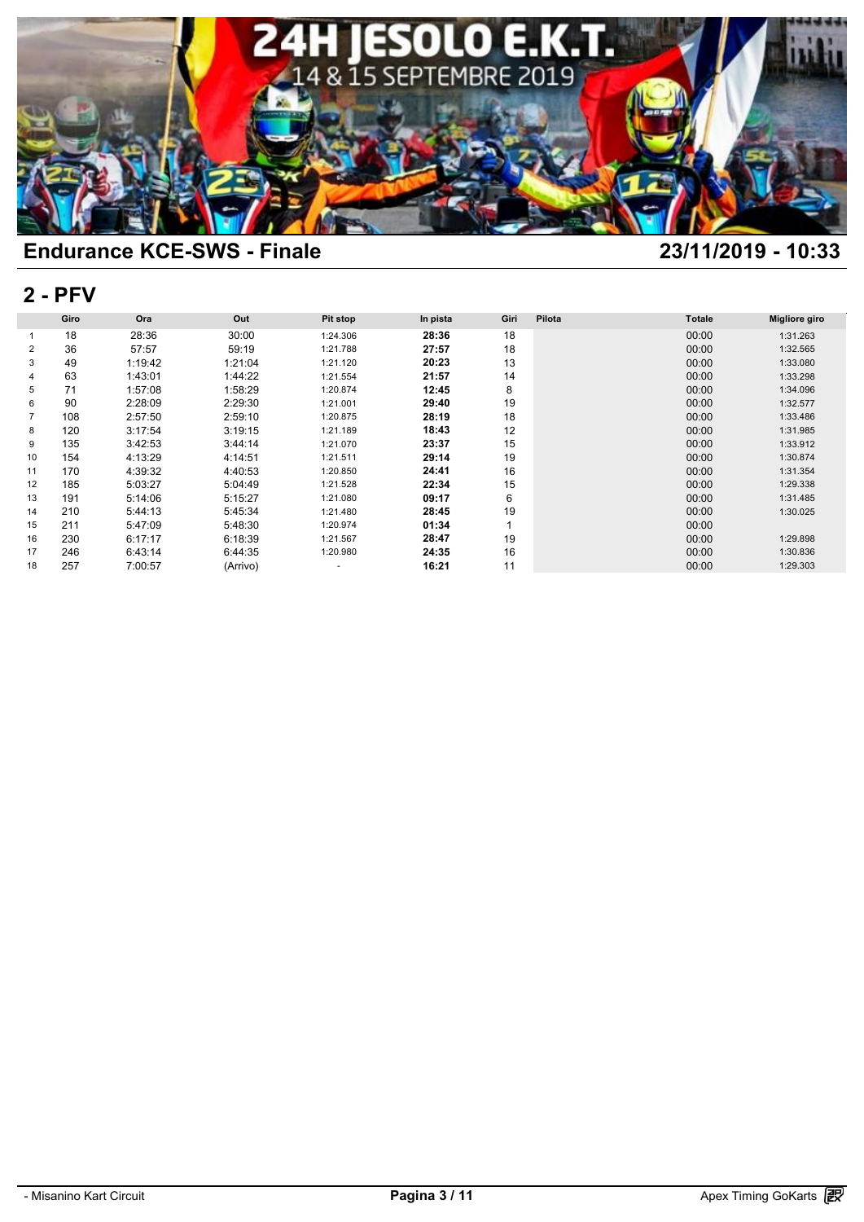# Endurance KCE-SWS - Finale

23/11/2019 - 10:33

## 2 - PFV

| | Giro | Ora | Out | Pit stop | In pista | Giri | Pilota | Totale | Migliore giro |
|---|---|---|---|---|---|---|---|---|---|
| 1 | 18 | 28:36 | 30:00 | 1:24.306 | **28:36** | 18 | | 00:00 | 1:31.263 |
| 2 | 36 | 57:57 | 59:19 | 1:21.788 | **27:57** | 18 | | 00:00 | 1:32.565 |
| 3 | 49 | 1:19:42 | 1:21:04 | 1:21.120 | **20:23** | 13 | | 00:00 | 1:33.080 |
| 4 | 63 | 1:43:01 | 1:44:22 | 1:21.554 | **21:57** | 14 | | 00:00 | 1:33.298 |
| 5 | 71 | 1:57:08 | 1:58:29 | 1:20.874 | **12:45** | 8 | | 00:00 | 1:34.096 |
| 6 | 90 | 2:28:09 | 2:29:30 | 1:21.001 | **29:40** | 19 | | 00:00 | 1:32.577 |
| 7 | 108 | 2:57:50 | 2:59:10 | 1:20.875 | **28:19** | 18 | | 00:00 | 1:33.486 |
| 8 | 120 | 3:17:54 | 3:19:15 | 1:21.189 | **18:43** | 12 | | 00:00 | 1:31.985 |
| 9 | 135 | 3:42:53 | 3:44:14 | 1:21.070 | **23:37** | 15 | | 00:00 | 1:33.912 |
| 10 | 154 | 4:13:29 | 4:14:51 | 1:21.511 | **29:14** | 19 | | 00:00 | 1:30.874 |
| 11 | 170 | 4:39:32 | 4:40:53 | 1:20.850 | **24:41** | 16 | | 00:00 | 1:31.354 |
| 12 | 185 | 5:03:27 | 5:04:49 | 1:21.528 | **22:34** | 15 | | 00:00 | 1:29.338 |
| 13 | 191 | 5:14:06 | 5:15:27 | 1:21.080 | **09:17** | 6 | | 00:00 | 1:31.485 |
| 14 | 210 | 5:44:13 | 5:45:34 | 1:21.480 | **28:45** | 19 | | 00:00 | 1:30.025 |
| 15 | 211 | 5:47:09 | 5:48:30 | 1:20.974 | **01:34** | 1 | | 00:00 | |
| 16 | 230 | 6:17:17 | 6:18:39 | 1:21.567 | **28:47** | 19 | | 00:00 | 1:29.898 |
| 17 | 246 | 6:43:14 | 6:44:35 | 1:20.980 | **24:35** | 16 | | 00:00 | 1:30.836 |
| 18 | 257 | 7:00:57 | (Arrivo) | - | **16:21** | 11 | | 00:00 | 1:29.303 |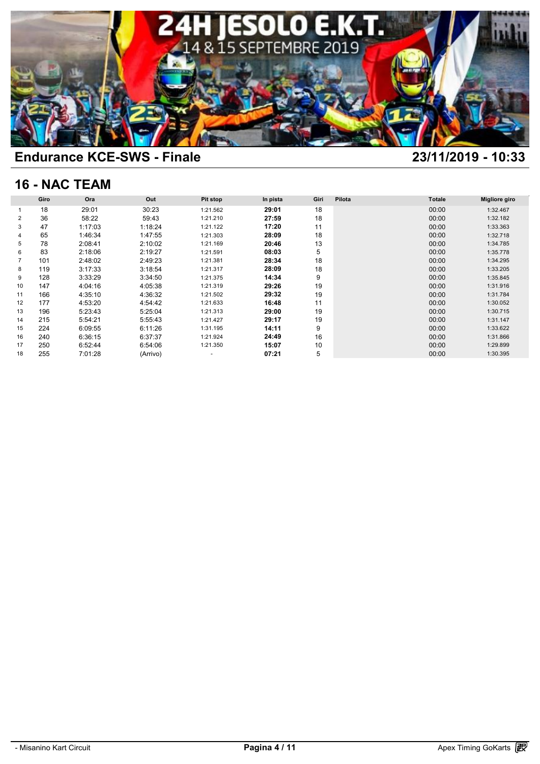## Endurance KCE-SWS - Finale

23/11/2019 - 10:33

## 16 - NAC TEAM

| | Giro | Ora | Out | Pit stop | In pista | Giri | Pilota | Totale | Migliore giro |
|---|---|---|---|---|---|---|---|---|---|
| 1 | 18 | 29:01 | 30:23 | 1:21.562 | **29:01** | 18 | | 00:00 | 1:32.467 |
| 2 | 36 | 58:22 | 59:43 | 1:21.210 | **27:59** | 18 | | 00:00 | 1:32.182 |
| 3 | 47 | 1:17:03 | 1:18:24 | 1:21.122 | **17:20** | 11 | | 00:00 | 1:33.363 |
| 4 | 65 | 1:46:34 | 1:47:55 | 1:21.303 | **28:09** | 18 | | 00:00 | 1:32.718 |
| 5 | 78 | 2:08:41 | 2:10:02 | 1:21.169 | **20:46** | 13 | | 00:00 | 1:34.785 |
| 6 | 83 | 2:18:06 | 2:19:27 | 1:21.591 | **08:03** | 5 | | 00:00 | 1:35.778 |
| 7 | 101 | 2:48:02 | 2:49:23 | 1:21.381 | **28:34** | 18 | | 00:00 | 1:34.295 |
| 8 | 119 | 3:17:33 | 3:18:54 | 1:21.317 | **28:09** | 18 | | 00:00 | 1:33.205 |
| 9 | 128 | 3:33:29 | 3:34:50 | 1:21.375 | **14:34** | 9 | | 00:00 | 1:35.845 |
| 10 | 147 | 4:04:16 | 4:05:38 | 1:21.319 | **29:26** | 19 | | 00:00 | 1:31.916 |
| 11 | 166 | 4:35:10 | 4:36:32 | 1:21.502 | **29:32** | 19 | | 00:00 | 1:31.784 |
| 12 | 177 | 4:53:20 | 4:54:42 | 1:21.633 | **16:48** | 11 | | 00:00 | 1:30.052 |
| 13 | 196 | 5:23:43 | 5:25:04 | 1:21.313 | **29:00** | 19 | | 00:00 | 1:30.715 |
| 14 | 215 | 5:54:21 | 5:55:43 | 1:21.427 | **29:17** | 19 | | 00:00 | 1:31.147 |
| 15 | 224 | 6:09:55 | 6:11:26 | 1:31.195 | **14:11** | 9 | | 00:00 | 1:33.622 |
| 16 | 240 | 6:36:15 | 6:37:37 | 1:21.924 | **24:49** | 16 | | 00:00 | 1:31.866 |
| 17 | 250 | 6:52:44 | 6:54:06 | 1:21.350 | **15:07** | 10 | | 00:00 | 1:29.899 |
| 18 | 255 | 7:01:28 | (Arrivo) | - | **07:21** | 5 | | 00:00 | 1:30.395 |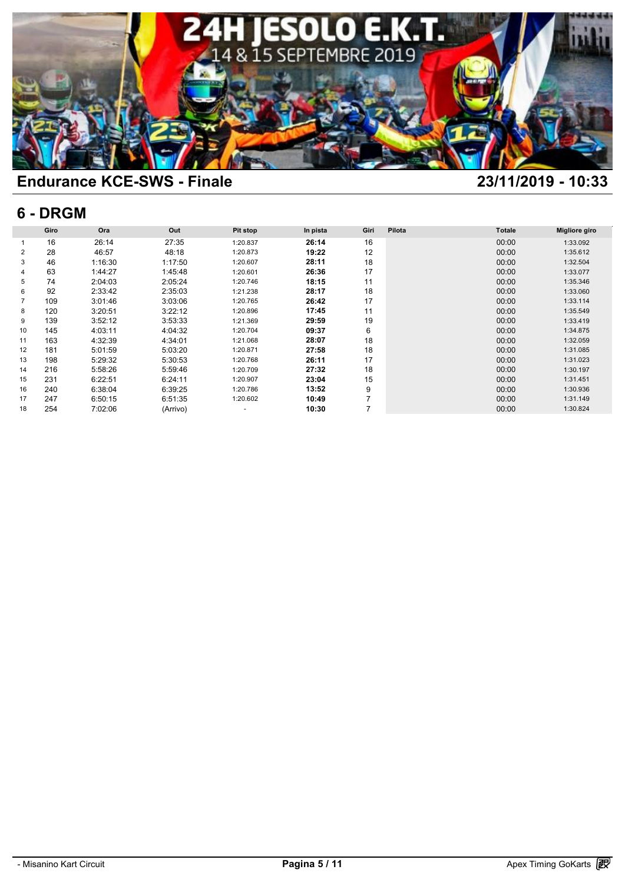## Endurance KCE-SWS - Finale

**23/11/2019 - 10:33**

## 6 - DRGM

| | Giro | Ora | Out | Pit stop | In pista | Giri | Pilota | Totale | Migliore giro |
|---|---|---|---|---|---|---|---|---|---|
| 1 | 16 | 26:14 | 27:35 | 1:20.837 | **26:14** | 16 | | 00:00 | 1:33.092 |
| 2 | 28 | 46:57 | 48:18 | 1:20.873 | **19:22** | 12 | | 00:00 | 1:35.612 |
| 3 | 46 | 1:16:30 | 1:17:50 | 1:20.607 | **28:11** | 18 | | 00:00 | 1:32.504 |
| 4 | 63 | 1:44:27 | 1:45:48 | 1:20.601 | **26:36** | 17 | | 00:00 | 1:33.077 |
| 5 | 74 | 2:04:03 | 2:05:24 | 1:20.746 | **18:15** | 11 | | 00:00 | 1:35.346 |
| 6 | 92 | 2:33:42 | 2:35:03 | 1:21.238 | **28:17** | 18 | | 00:00 | 1:33.060 |
| 7 | 109 | 3:01:46 | 3:03:06 | 1:20.765 | **26:42** | 17 | | 00:00 | 1:33.114 |
| 8 | 120 | 3:20:51 | 3:22:12 | 1:20.896 | **17:45** | 11 | | 00:00 | 1:35.549 |
| 9 | 139 | 3:52:12 | 3:53:33 | 1:21.369 | **29:59** | 19 | | 00:00 | 1:33.419 |
| 10 | 145 | 4:03:11 | 4:04:32 | 1:20.704 | **09:37** | 6 | | 00:00 | 1:34.875 |
| 11 | 163 | 4:32:39 | 4:34:01 | 1:21.068 | **28:07** | 18 | | 00:00 | 1:32.059 |
| 12 | 181 | 5:01:59 | 5:03:20 | 1:20.871 | **27:58** | 18 | | 00:00 | 1:31.085 |
| 13 | 198 | 5:29:32 | 5:30:53 | 1:20.768 | **26:11** | 17 | | 00:00 | 1:31.023 |
| 14 | 216 | 5:58:26 | 5:59:46 | 1:20.709 | **27:32** | 18 | | 00:00 | 1:30.197 |
| 15 | 231 | 6:22:51 | 6:24:11 | 1:20.907 | **23:04** | 15 | | 00:00 | 1:31.451 |
| 16 | 240 | 6:38:04 | 6:39:25 | 1:20.786 | **13:52** | 9 | | 00:00 | 1:30.936 |
| 17 | 247 | 6:50:15 | 6:51:35 | 1:20.602 | **10:49** | 7 | | 00:00 | 1:31.149 |
| 18 | 254 | 7:02:06 | (Arrivo) | - | **10:30** | 7 | | 00:00 | 1:30.824 |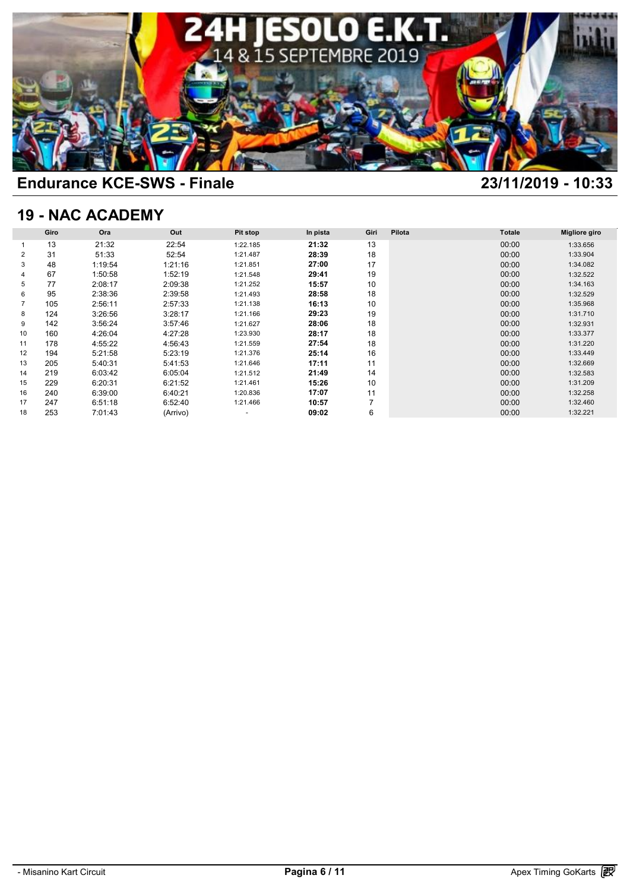## Endurance KCE-SWS - Finale

23/11/2019 - 10:33

## 19 - NAC ACADEMY

| | Giro | Ora | Out | Pit stop | In pista | Giri | Pilota | Totale | Migliore giro |
|---|---|---|---|---|---|---|---|---|---|
| 1 | 13 | 21:32 | 22:54 | 1:22.185 | **21:32** | 13 | | 00:00 | 1:33.656 |
| 2 | 31 | 51:33 | 52:54 | 1:21.487 | **28:39** | 18 | | 00:00 | 1:33.904 |
| 3 | 48 | 1:19:54 | 1:21:16 | 1:21.851 | **27:00** | 17 | | 00:00 | 1:34.082 |
| 4 | 67 | 1:50:58 | 1:52:19 | 1:21.548 | **29:41** | 19 | | 00:00 | 1:32.522 |
| 5 | 77 | 2:08:17 | 2:09:38 | 1:21.252 | **15:57** | 10 | | 00:00 | 1:34.163 |
| 6 | 95 | 2:38:36 | 2:39:58 | 1:21.493 | **28:58** | 18 | | 00:00 | 1:32.529 |
| 7 | 105 | 2:56:11 | 2:57:33 | 1:21.138 | **16:13** | 10 | | 00:00 | 1:35.968 |
| 8 | 124 | 3:26:56 | 3:28:17 | 1:21.166 | **29:23** | 19 | | 00:00 | 1:31.710 |
| 9 | 142 | 3:56:24 | 3:57:46 | 1:21.627 | **28:06** | 18 | | 00:00 | 1:32.931 |
| 10 | 160 | 4:26:04 | 4:27:28 | 1:23.930 | **28:17** | 18 | | 00:00 | 1:33.377 |
| 11 | 178 | 4:55:22 | 4:56:43 | 1:21.559 | **27:54** | 18 | | 00:00 | 1:31.220 |
| 12 | 194 | 5:21:58 | 5:23:19 | 1:21.376 | **25:14** | 16 | | 00:00 | 1:33.449 |
| 13 | 205 | 5:40:31 | 5:41:53 | 1:21.646 | **17:11** | 11 | | 00:00 | 1:32.669 |
| 14 | 219 | 6:03:42 | 6:05:04 | 1:21.512 | **21:49** | 14 | | 00:00 | 1:32.583 |
| 15 | 229 | 6:20:31 | 6:21:52 | 1:21.461 | **15:26** | 10 | | 00:00 | 1:31.209 |
| 16 | 240 | 6:39:00 | 6:40:21 | 1:20.836 | **17:07** | 11 | | 00:00 | 1:32.258 |
| 17 | 247 | 6:51:18 | 6:52:40 | 1:21.466 | **10:57** | 7 | | 00:00 | 1:32.460 |
| 18 | 253 | 7:01:43 | (Arrivo) | - | **09:02** | 6 | | 00:00 | 1:32.221 |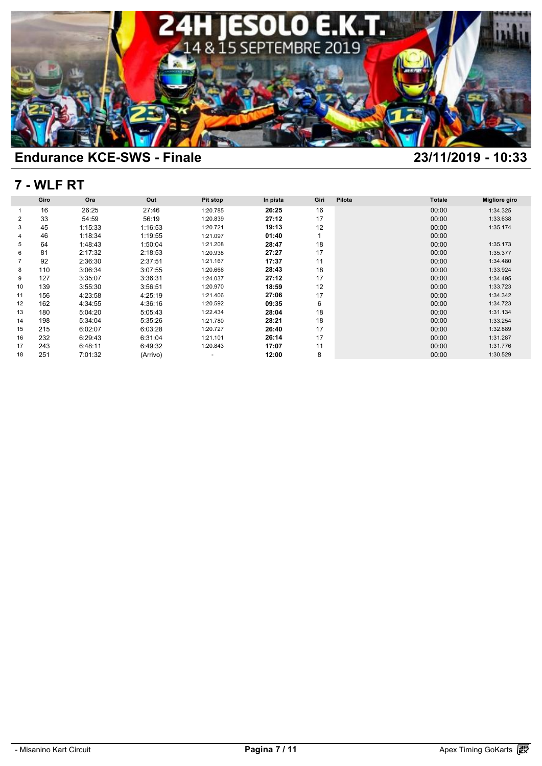## Endurance KCE-SWS - Finale

23/11/2019 - 10:33

## 7 - WLF RT

| | Giro | Ora | Out | Pit stop | In pista | Giri | Pilota | Totale | Migliore giro |
|---|---|---|---|---|---|---|---|---|---|
| 1 | 16 | 26:25 | 27:46 | 1:20.785 | **26:25** | 16 | | 00:00 | 1:34.325 |
| 2 | 33 | 54:59 | 56:19 | 1:20.839 | **27:12** | 17 | | 00:00 | 1:33.638 |
| 3 | 45 | 1:15:33 | 1:16:53 | 1:20.721 | **19:13** | 12 | | 00:00 | 1:35.174 |
| 4 | 46 | 1:18:34 | 1:19:55 | 1:21.097 | **01:40** | 1 | | 00:00 | |
| 5 | 64 | 1:48:43 | 1:50:04 | 1:21.208 | **28:47** | 18 | | 00:00 | 1:35.173 |
| 6 | 81 | 2:17:32 | 2:18:53 | 1:20.938 | **27:27** | 17 | | 00:00 | 1:35.377 |
| 7 | 92 | 2:36:30 | 2:37:51 | 1:21.167 | **17:37** | 11 | | 00:00 | 1:34.480 |
| 8 | 110 | 3:06:34 | 3:07:55 | 1:20.666 | **28:43** | 18 | | 00:00 | 1:33.924 |
| 9 | 127 | 3:35:07 | 3:36:31 | 1:24.037 | **27:12** | 17 | | 00:00 | 1:34.495 |
| 10 | 139 | 3:55:30 | 3:56:51 | 1:20.970 | **18:59** | 12 | | 00:00 | 1:33.723 |
| 11 | 156 | 4:23:58 | 4:25:19 | 1:21.406 | **27:06** | 17 | | 00:00 | 1:34.342 |
| 12 | 162 | 4:34:55 | 4:36:16 | 1:20.592 | **09:35** | 6 | | 00:00 | 1:34.723 |
| 13 | 180 | 5:04:20 | 5:05:43 | 1:22.434 | **28:04** | 18 | | 00:00 | 1:31.134 |
| 14 | 198 | 5:34:04 | 5:35:26 | 1:21.780 | **28:21** | 18 | | 00:00 | 1:33.254 |
| 15 | 215 | 6:02:07 | 6:03:28 | 1:20.727 | **26:40** | 17 | | 00:00 | 1:32.889 |
| 16 | 232 | 6:29:43 | 6:31:04 | 1:21.101 | **26:14** | 17 | | 00:00 | 1:31.287 |
| 17 | 243 | 6:48:11 | 6:49:32 | 1:20.843 | **17:07** | 11 | | 00:00 | 1:31.776 |
| 18 | 251 | 7:01:32 | (Arrivo) | - | **12:00** | 8 | | 00:00 | 1:30.529 |

- Misanino Kart Circuit

Apex Timing GoKarts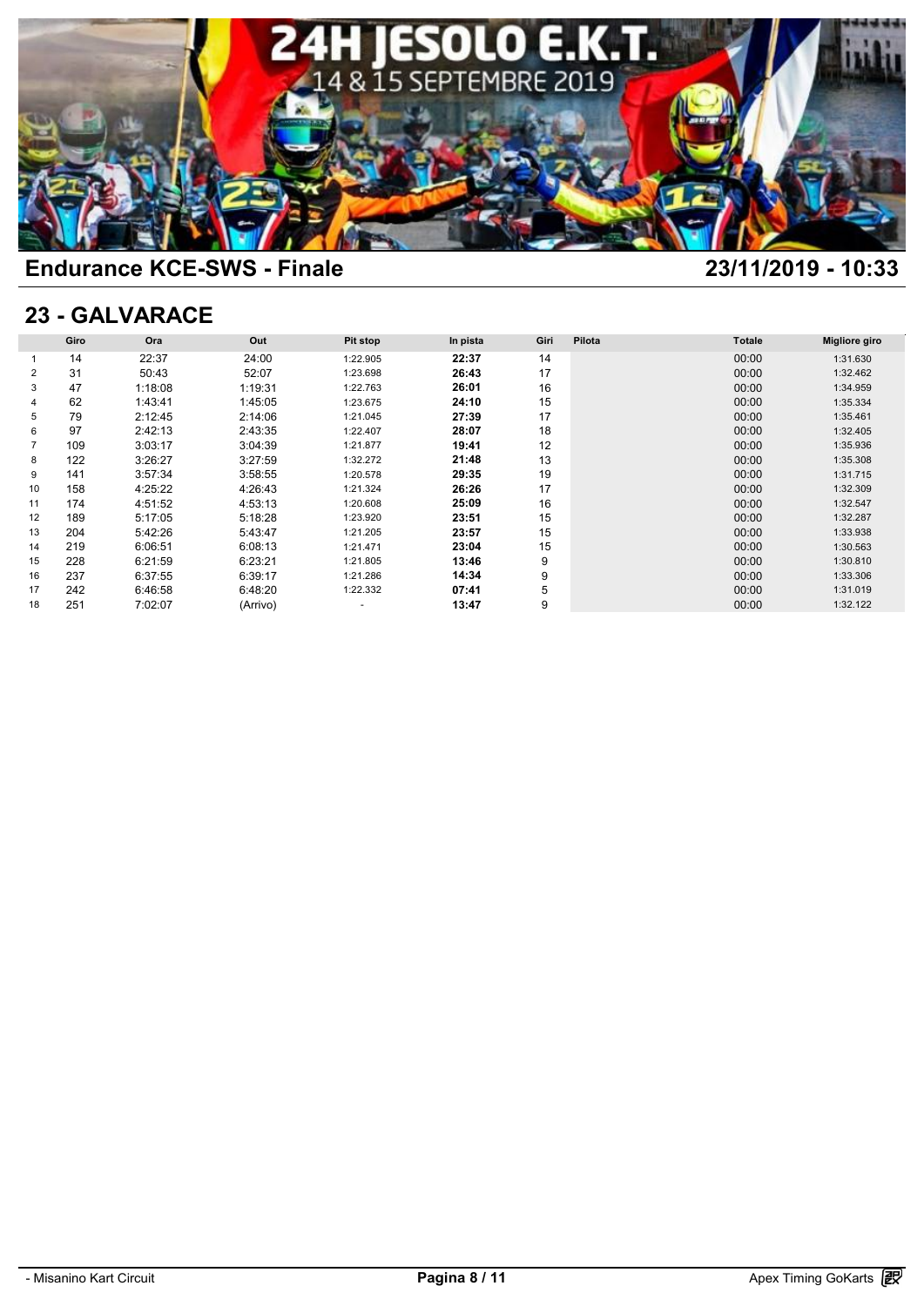## Endurance KCE-SWS - Finale

23/11/2019 - 10:33

## 23 - GALVARACE

| | Giro | Ora | Out | Pit stop | In pista | Giri | Pilota | Totale | Migliore giro |
|---|---|---|---|---|---|---|---|---|---|
| 1 | 14 | 22:37 | 24:00 | 1:22.905 | **22:37** | 14 | | 00:00 | 1:31.630 |
| 2 | 31 | 50:43 | 52:07 | 1:23.698 | **26:43** | 17 | | 00:00 | 1:32.462 |
| 3 | 47 | 1:18:08 | 1:19:31 | 1:22.763 | **26:01** | 16 | | 00:00 | 1:34.959 |
| 4 | 62 | 1:43:41 | 1:45:05 | 1:23.675 | **24:10** | 15 | | 00:00 | 1:35.334 |
| 5 | 79 | 2:12:45 | 2:14:06 | 1:21.045 | **27:39** | 17 | | 00:00 | 1:35.461 |
| 6 | 97 | 2:42:13 | 2:43:35 | 1:22.407 | **28:07** | 18 | | 00:00 | 1:32.405 |
| 7 | 109 | 3:03:17 | 3:04:39 | 1:21.877 | **19:41** | 12 | | 00:00 | 1:35.936 |
| 8 | 122 | 3:26:27 | 3:27:59 | 1:32.272 | **21:48** | 13 | | 00:00 | 1:35.308 |
| 9 | 141 | 3:57:34 | 3:58:55 | 1:20.578 | **29:35** | 19 | | 00:00 | 1:31.715 |
| 10 | 158 | 4:25:22 | 4:26:43 | 1:21.324 | **26:26** | 17 | | 00:00 | 1:32.309 |
| 11 | 174 | 4:51:52 | 4:53:13 | 1:20.608 | **25:09** | 16 | | 00:00 | 1:32.547 |
| 12 | 189 | 5:17:05 | 5:18:28 | 1:23.920 | **23:51** | 15 | | 00:00 | 1:32.287 |
| 13 | 204 | 5:42:26 | 5:43:47 | 1:21.205 | **23:57** | 15 | | 00:00 | 1:33.938 |
| 14 | 219 | 6:06:51 | 6:08:13 | 1:21.471 | **23:04** | 15 | | 00:00 | 1:30.563 |
| 15 | 228 | 6:21:59 | 6:23:21 | 1:21.805 | **13:46** | 9 | | 00:00 | 1:30.810 |
| 16 | 237 | 6:37:55 | 6:39:17 | 1:21.286 | **14:34** | 9 | | 00:00 | 1:33.306 |
| 17 | 242 | 6:46:58 | 6:48:20 | 1:22.332 | **07:41** | 5 | | 00:00 | 1:31.019 |
| 18 | 251 | 7:02:07 | (Arrivo) | - | **13:47** | 9 | | 00:00 | 1:32.122 |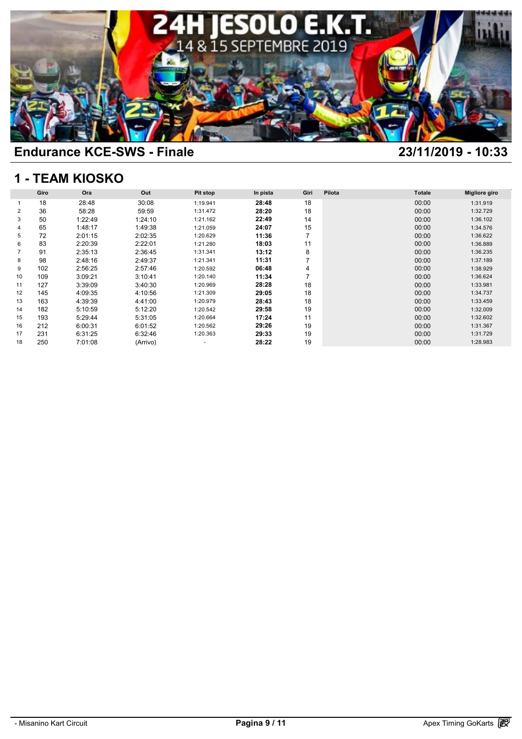## Endurance KCE-SWS - Finale

23/11/2019 - 10:33

## 1 - TEAM KIOSKO

| | Giro | Ora | Out | Pit stop | In pista | Giri | Pilota | Totale | Migliore giro |
|---|---|---|---|---|---|---|---|---|---|
| 1 | 18 | 28:48 | 30:08 | 1:19.941 | **28:48** | 18 | | 00:00 | 1:31.919 |
| 2 | 36 | 58:28 | 59:59 | 1:31.472 | **28:20** | 18 | | 00:00 | 1:32.729 |
| 3 | 50 | 1:22:49 | 1:24:10 | 1:21.162 | **22:49** | 14 | | 00:00 | 1:36.102 |
| 4 | 65 | 1:48:17 | 1:49:38 | 1:21.059 | **24:07** | 15 | | 00:00 | 1:34.576 |
| 5 | 72 | 2:01:15 | 2:02:35 | 1:20.629 | **11:36** | 7 | | 00:00 | 1:36.622 |
| 6 | 83 | 2:20:39 | 2:22:01 | 1:21.280 | **18:03** | 11 | | 00:00 | 1:36.889 |
| 7 | 91 | 2:35:13 | 2:36:45 | 1:31.341 | **13:12** | 8 | | 00:00 | 1:36.235 |
| 8 | 98 | 2:48:16 | 2:49:37 | 1:21.341 | **11:31** | 7 | | 00:00 | 1:37.189 |
| 9 | 102 | 2:56:25 | 2:57:46 | 1:20.592 | **06:48** | 4 | | 00:00 | 1:38.929 |
| 10 | 109 | 3:09:21 | 3:10:41 | 1:20.140 | **11:34** | 7 | | 00:00 | 1:36.624 |
| 11 | 127 | 3:39:09 | 3:40:30 | 1:20.969 | **28:28** | 18 | | 00:00 | 1:33.981 |
| 12 | 145 | 4:09:35 | 4:10:56 | 1:21.309 | **29:05** | 18 | | 00:00 | 1:34.737 |
| 13 | 163 | 4:39:39 | 4:41:00 | 1:20.979 | **28:43** | 18 | | 00:00 | 1:33.459 |
| 14 | 182 | 5:10:59 | 5:12:20 | 1:20.542 | **29:58** | 19 | | 00:00 | 1:32.009 |
| 15 | 193 | 5:29:44 | 5:31:05 | 1:20.664 | **17:24** | 11 | | 00:00 | 1:32.602 |
| 16 | 212 | 6:00:31 | 6:01:52 | 1:20.562 | **29:26** | 19 | | 00:00 | 1:31.367 |
| 17 | 231 | 6:31:25 | 6:32:46 | 1:20.363 | **29:33** | 19 | | 00:00 | 1:31.729 |
| 18 | 250 | 7:01:08 | (Arrivo) | - | **28:22** | 19 | | 00:00 | 1:28.983 |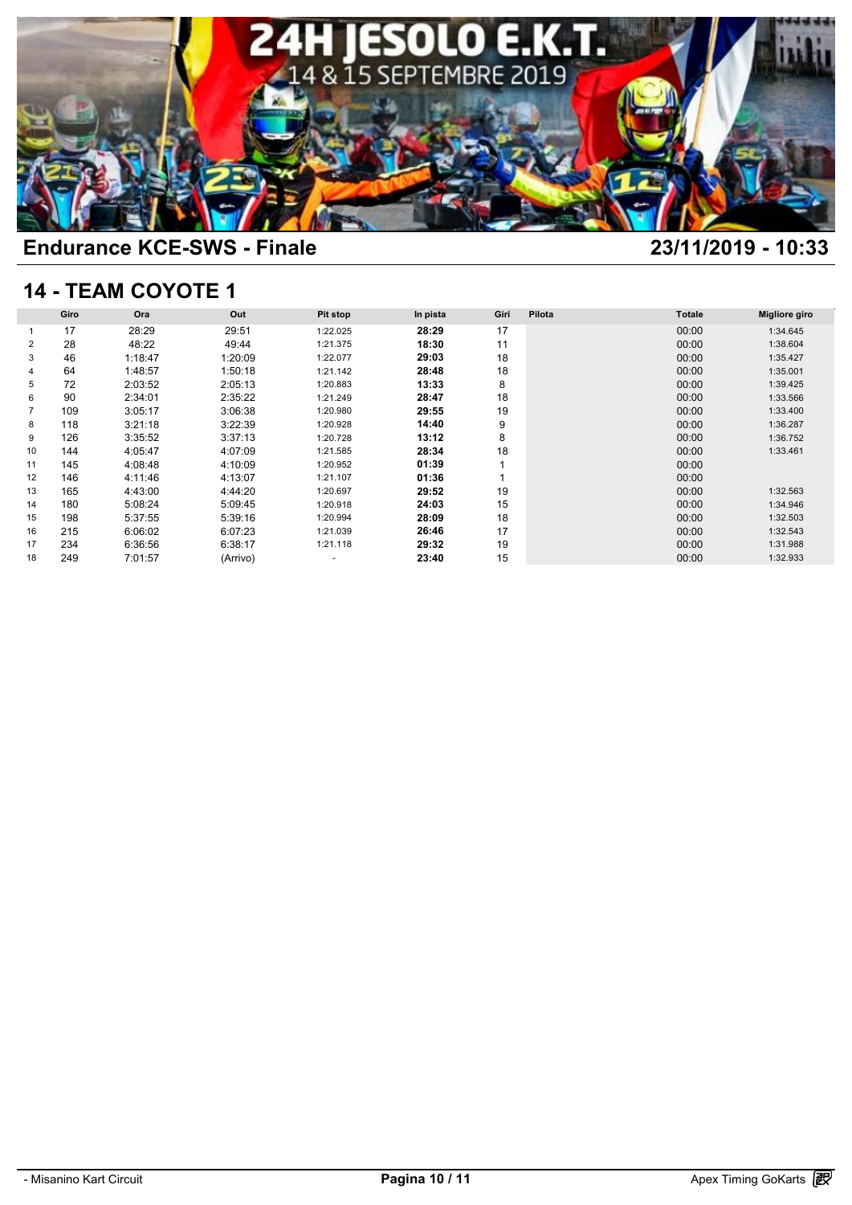## Endurance KCE-SWS - Finale

**23/11/2019 - 10:33**

## 14 - TEAM COYOTE 1

| | Giro | Ora | Out | Pit stop | In pista | Giri | Pilota | Totale | Migliore giro |
|---|---|---|---|---|---|---|---|---|---|
| 1 | 17 | 28:29 | 29:51 | 1:22.025 | **28:29** | 17 | | 00:00 | 1:34.645 |
| 2 | 28 | 48:22 | 49:44 | 1:21.375 | **18:30** | 11 | | 00:00 | 1:38.604 |
| 3 | 46 | 1:18:47 | 1:20:09 | 1:22.077 | **29:03** | 18 | | 00:00 | 1:35.427 |
| 4 | 64 | 1:48:57 | 1:50:18 | 1:21.142 | **28:48** | 18 | | 00:00 | 1:35.001 |
| 5 | 72 | 2:03:52 | 2:05:13 | 1:20.883 | **13:33** | 8 | | 00:00 | 1:39.425 |
| 6 | 90 | 2:34:01 | 2:35:22 | 1:21.249 | **28:47** | 18 | | 00:00 | 1:33.566 |
| 7 | 109 | 3:05:17 | 3:06:38 | 1:20.980 | **29:55** | 19 | | 00:00 | 1:33.400 |
| 8 | 118 | 3:21:18 | 3:22:39 | 1:20.928 | **14:40** | 9 | | 00:00 | 1:36.287 |
| 9 | 126 | 3:35:52 | 3:37:13 | 1:20.728 | **13:12** | 8 | | 00:00 | 1:36.752 |
| 10 | 144 | 4:05:47 | 4:07:09 | 1:21.585 | **28:34** | 18 | | 00:00 | 1:33.461 |
| 11 | 145 | 4:08:48 | 4:10:09 | 1:20.952 | **01:39** | 1 | | 00:00 | |
| 12 | 146 | 4:11:46 | 4:13:07 | 1:21.107 | **01:36** | 1 | | 00:00 | |
| 13 | 165 | 4:43:00 | 4:44:20 | 1:20.697 | **29:52** | 19 | | 00:00 | 1:32.563 |
| 14 | 180 | 5:08:24 | 5:09:45 | 1:20.918 | **24:03** | 15 | | 00:00 | 1:34.946 |
| 15 | 198 | 5:37:55 | 5:39:16 | 1:20.994 | **28:09** | 18 | | 00:00 | 1:32.503 |
| 16 | 215 | 6:06:02 | 6:07:23 | 1:21.039 | **26:46** | 17 | | 00:00 | 1:32.543 |
| 17 | 234 | 6:36:56 | 6:38:17 | 1:21.118 | **29:32** | 19 | | 00:00 | 1:31.988 |
| 18 | 249 | 7:01:57 | (Arrivo) | - | **23:40** | 15 | | 00:00 | 1:32.933 |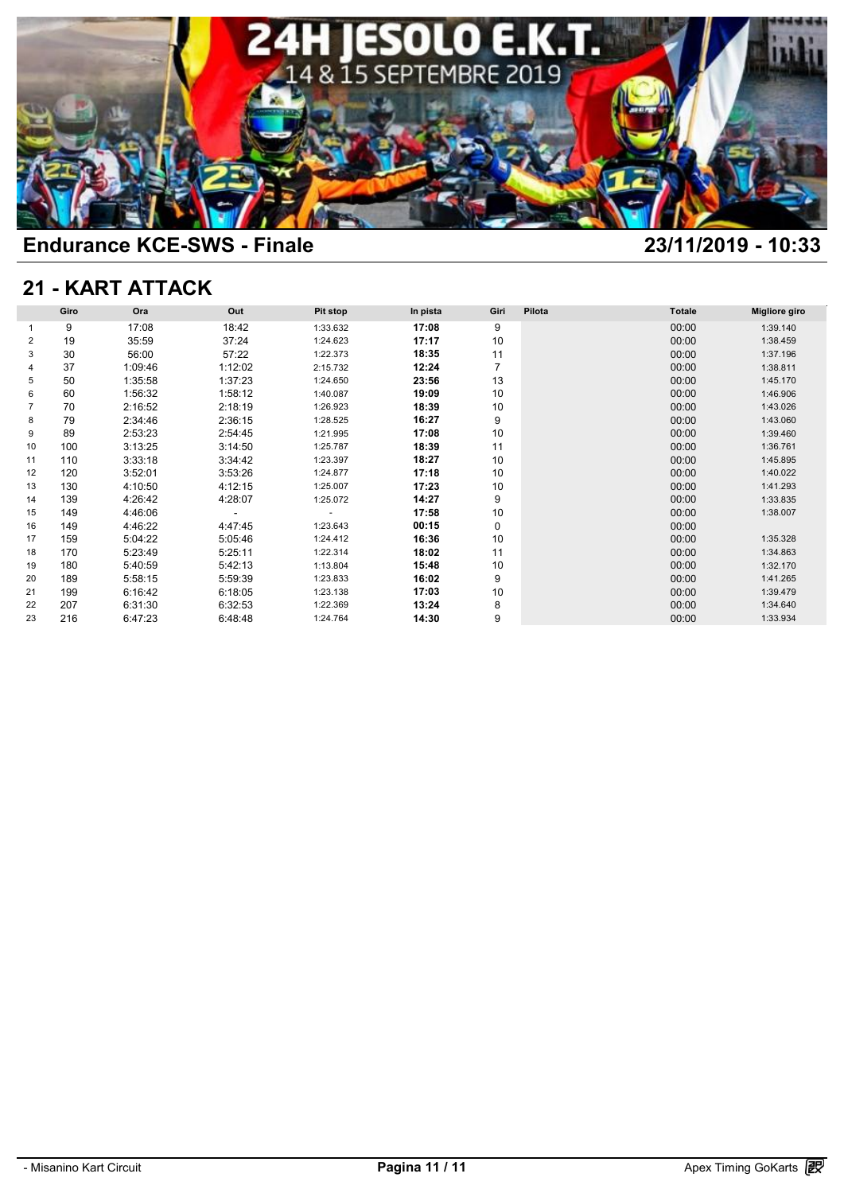## Endurance KCE-SWS - Finale

**23/11/2019 - 10:33**

## 21 - KART ATTACK

| | Giro | Ora | Out | Pit stop | In pista | Giri | Pilota | Totale | Migliore giro |
|---|---|---|---|---|---|---|---|---|---|
| 1 | 9 | 17:08 | 18:42 | 1:33.632 | **17:08** | 9 | | 00:00 | 1:39.140 |
| 2 | 19 | 35:59 | 37:24 | 1:24.623 | **17:17** | 10 | | 00:00 | 1:38.459 |
| 3 | 30 | 56:00 | 57:22 | 1:22.373 | **18:35** | 11 | | 00:00 | 1:37.196 |
| 4 | 37 | 1:09:46 | 1:12:02 | 2:15.732 | **12:24** | 7 | | 00:00 | 1:38.811 |
| 5 | 50 | 1:35:58 | 1:37:23 | 1:24.650 | **23:56** | 13 | | 00:00 | 1:45.170 |
| 6 | 60 | 1:56:32 | 1:58:12 | 1:40.087 | **19:09** | 10 | | 00:00 | 1:46.906 |
| 7 | 70 | 2:16:52 | 2:18:19 | 1:26.923 | **18:39** | 10 | | 00:00 | 1:43.026 |
| 8 | 79 | 2:34:46 | 2:36:15 | 1:28.525 | **16:27** | 9 | | 00:00 | 1:43.060 |
| 9 | 89 | 2:53:23 | 2:54:45 | 1:21.995 | **17:08** | 10 | | 00:00 | 1:39.460 |
| 10 | 100 | 3:13:25 | 3:14:50 | 1:25.787 | **18:39** | 11 | | 00:00 | 1:36.761 |
| 11 | 110 | 3:33:18 | 3:34:42 | 1:23.397 | **18:27** | 10 | | 00:00 | 1:45.895 |
| 12 | 120 | 3:52:01 | 3:53:26 | 1:24.877 | **17:18** | 10 | | 00:00 | 1:40.022 |
| 13 | 130 | 4:10:50 | 4:12:15 | 1:25.007 | **17:23** | 10 | | 00:00 | 1:41.293 |
| 14 | 139 | 4:26:42 | 4:28:07 | 1:25.072 | **14:27** | 9 | | 00:00 | 1:33.835 |
| 15 | 149 | 4:46:06 | - | - | **17:58** | 10 | | 00:00 | 1:38.007 |
| 16 | 149 | 4:46:22 | 4:47:45 | 1:23.643 | **00:15** | 0 | | 00:00 | |
| 17 | 159 | 5:04:22 | 5:05:46 | 1:24.412 | **16:36** | 10 | | 00:00 | 1:35.328 |
| 18 | 170 | 5:23:49 | 5:25:11 | 1:22.314 | **18:02** | 11 | | 00:00 | 1:34.863 |
| 19 | 180 | 5:40:59 | 5:42:13 | 1:13.804 | **15:48** | 10 | | 00:00 | 1:32.170 |
| 20 | 189 | 5:58:15 | 5:59:39 | 1:23.833 | **16:02** | 9 | | 00:00 | 1:41.265 |
| 21 | 199 | 6:16:42 | 6:18:05 | 1:23.138 | **17:03** | 10 | | 00:00 | 1:39.479 |
| 22 | 207 | 6:31:30 | 6:32:53 | 1:22.369 | **13:24** | 8 | | 00:00 | 1:34.640 |
| 23 | 216 | 6:47:23 | 6:48:48 | 1:24.764 | **14:30** | 9 | | 00:00 | 1:33.934 |

- Misanino Kart Circuit

Apex Timing GoKarts